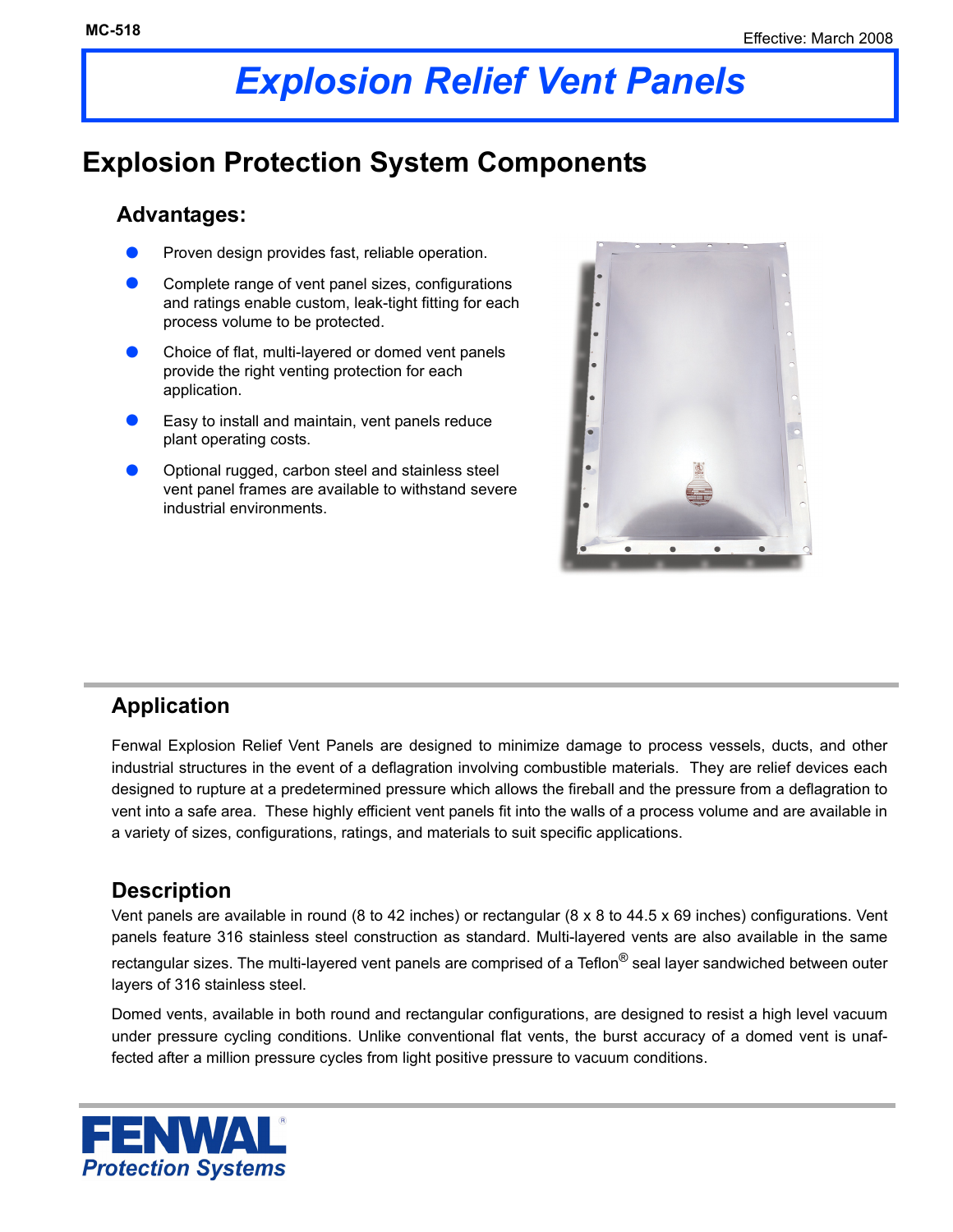MC-518

Effective: March 2008

# Explosion Relief Vent Panels

## Explosion Protection System Components

### Advantages:

- Proven design provides fast, reliable operation.
- Complete range of vent panel sizes, configurations and ratings enable custom, leak-tight fitting for each process volume to be protected.
- Choice of flat, multi-layered or domed vent panels provide the right venting protection for each application.
- Easy to install and maintain, vent panels reduce plant operating costs.
- Optional rugged, carbon steel and stainless steel vent panel frames are available to withstand severe industrial environments.

### Application

Fenwal Explosion Relief Vent Panels are designed to minimize damage to process vessels, ducts, and other industrial structures in the event of a deflagration involving combustible materials. They are relief devices each designed to rupture at a predetermined pressure which allows the fireball and the pressure from a deflagration to vent into a safe area. These highly efficient vent panels fit into the walls of a process volume and are available in a variety of sizes, configurations, ratings, and materials to suit specific applications.

### Description

Vent panels are available in round (8 to 42 inches) or rectangular (8 x 8 to 44.5 x 69 inches) configurations. Vent panels feature 316 stainless steel construction as standard. Multi-layered vents are also available in the same rectangular sizes. The multi-layered vent panels are comprised of a Teflon® seal layer sandwiched between outer layers of 316 stainless steel.

Domed vents, available in both round and rectangular configurations, are designed to resist a high level vacuum under pressure cycling conditions. Unlike conventional flat vents, the burst accuracy of a domed vent is unaffected after a million pressure cycles from light positive pressure to vacuum conditions.

FENWAL® Protection Systems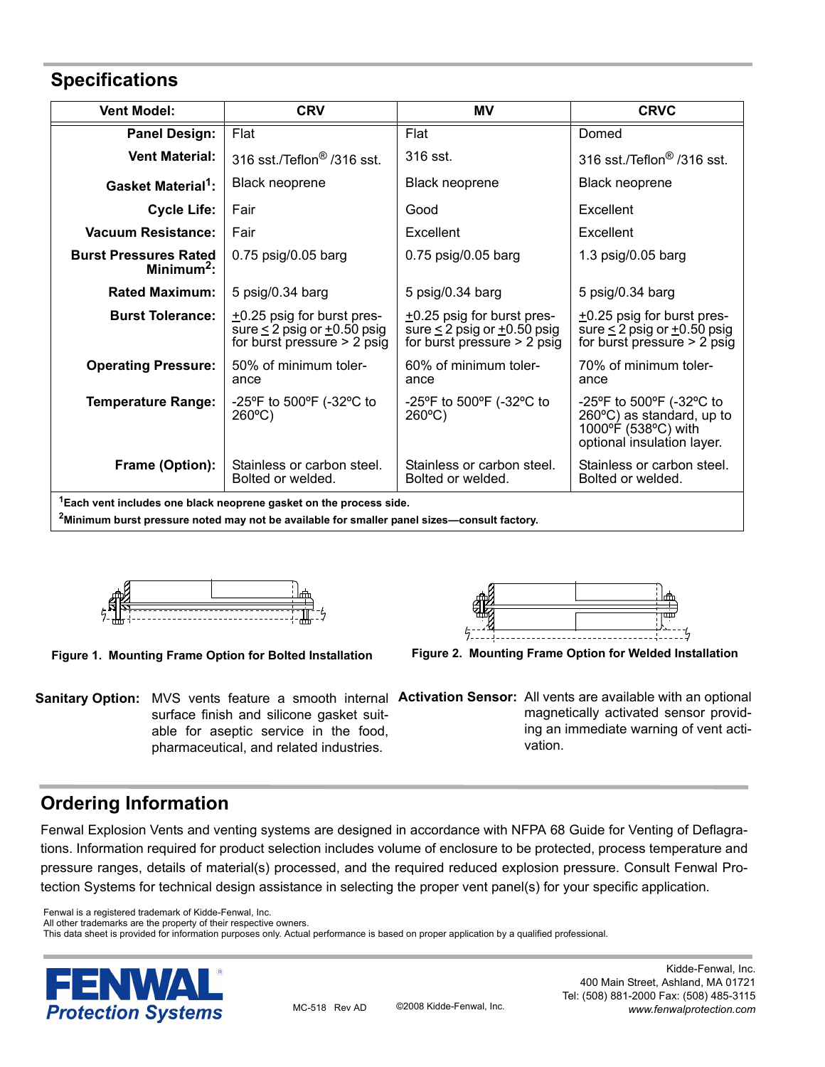## Specifications

| Vent Model: | CRV | MV | CRVC |
|---|---|---|---|
| **Panel Design:** | Flat | Flat | Domed |
| **Vent Material:** | 316 sst./Teflon® /316 sst. | 316 sst. | 316 sst./Teflon® /316 sst. |
| **Gasket Material[1]:** | Black neoprene | Black neoprene | Black neoprene |
| **Cycle Life:** | Fair | Good | Excellent |
| **Vacuum Resistance:** | Fair | Excellent | Excellent |
| **Burst Pressures Rated Minimum[2]:** | 0.75 psig/0.05 barg | 0.75 psig/0.05 barg | 1.3 psig/0.05 barg |
| **Rated Maximum:** | 5 psig/0.34 barg | 5 psig/0.34 barg | 5 psig/0.34 barg |
| **Burst Tolerance:** | ±0.25 psig for burst pressure ≤ 2 psig or ±0.50 psig for burst pressure > 2 psig | ±0.25 psig for burst pressure ≤ 2 psig or ±0.50 psig for burst pressure > 2 psig | ±0.25 psig for burst pressure ≤ 2 psig or ±0.50 psig for burst pressure > 2 psig |
| **Operating Pressure:** | 50% of minimum tolerance | 60% of minimum tolerance | 70% of minimum tolerance |
| **Temperature Range:** | -25ºF to 500ºF (-32ºC to 260ºC) | -25ºF to 500ºF (-32ºC to 260ºC) | -25ºF to 500ºF (-32ºC to 260ºC) as standard, up to 1000ºF (538ºC) with optional insulation layer. |
| **Frame (Option):** | Stainless or carbon steel. Bolted or welded. | Stainless or carbon steel. Bolted or welded. | Stainless or carbon steel. Bolted or welded. |

**[1]Each vent includes one black neoprene gasket on the process side.**

**[2]Minimum burst pressure noted may not be available for smaller panel sizes—consult factory.**

**Figure 1. Mounting Frame Option for Bolted Installation**

**Figure 2. Mounting Frame Option for Welded Installation**

**Sanitary Option:** MVS vents feature a smooth internal surface finish and silicone gasket suitable for aseptic service in the food, pharmaceutical, and related industries.

**Activation Sensor:** All vents are available with an optional magnetically activated sensor providing an immediate warning of vent activation.

## Ordering Information

Fenwal Explosion Vents and venting systems are designed in accordance with NFPA 68 Guide for Venting of Deflagrations. Information required for product selection includes volume of enclosure to be protected, process temperature and pressure ranges, details of material(s) processed, and the required reduced explosion pressure. Consult Fenwal Protection Systems for technical design assistance in selecting the proper vent panel(s) for your specific application.

Fenwal is a registered trademark of Kidde-Fenwal, Inc.
All other trademarks are the property of their respective owners.
This data sheet is provided for information purposes only. Actual performance is based on proper application by a qualified professional.

FENWAL® *Protection Systems*

MC-518 Rev AD ©2008 Kidde-Fenwal, Inc.

Kidde-Fenwal, Inc.
400 Main Street, Ashland, MA 01721
Tel: (508) 881-2000 Fax: (508) 485-3115
*www.fenwalprotection.com*